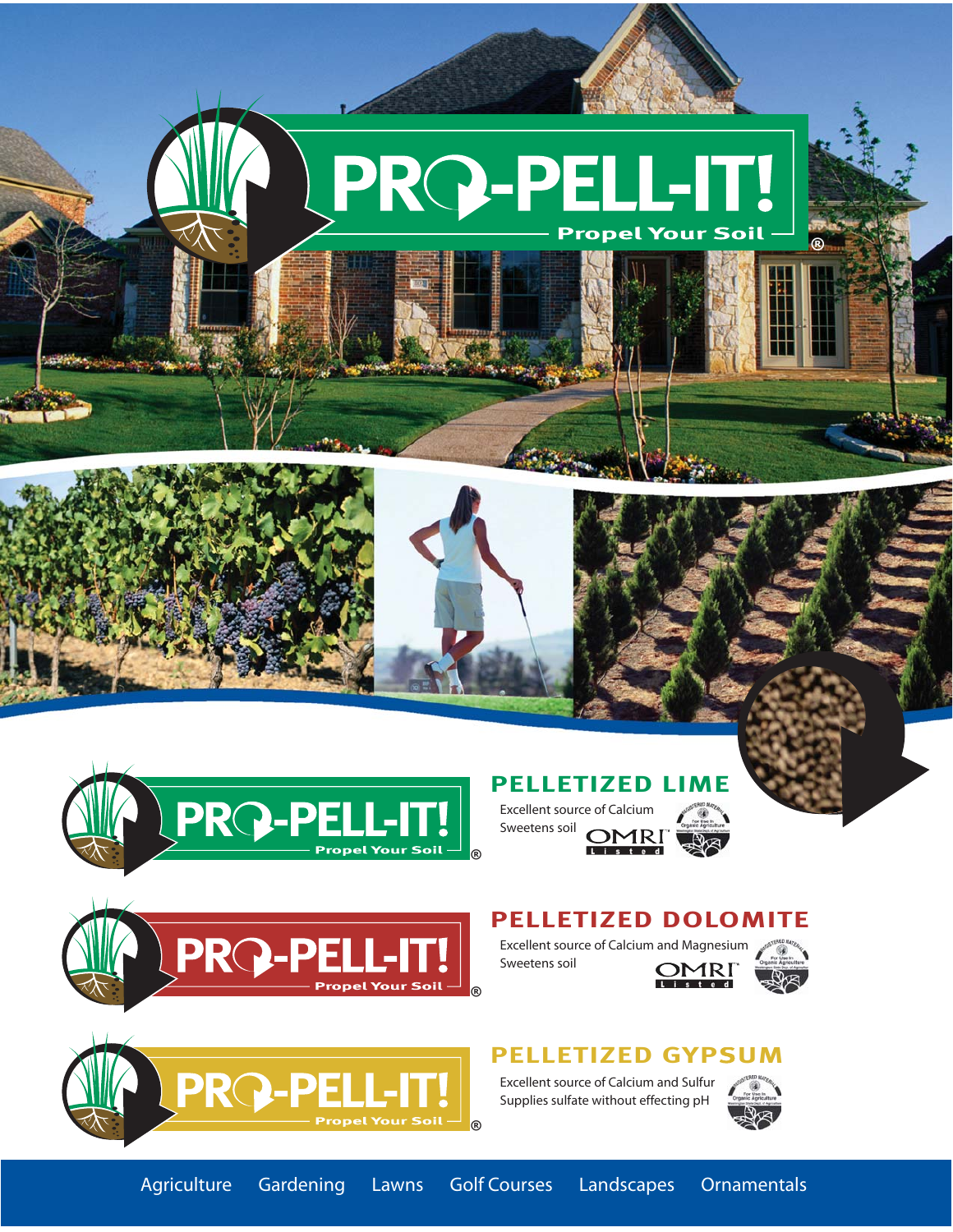# PRO-PELL-IT!

Propel Your Soil®

## PELLETIZED LIME

Excellent source of Calcium
Sweetens soil

OMRI Listed

## PELLETIZED DOLOMITE

Excellent source of Calcium and Magnesium
Sweetens soil

OMRI Listed

## PELLETIZED GYPSUM

Excellent source of Calcium and Sulfur
Supplies sulfate without effecting pH

Agriculture Gardening Lawns Golf Courses Landscapes Ornamentals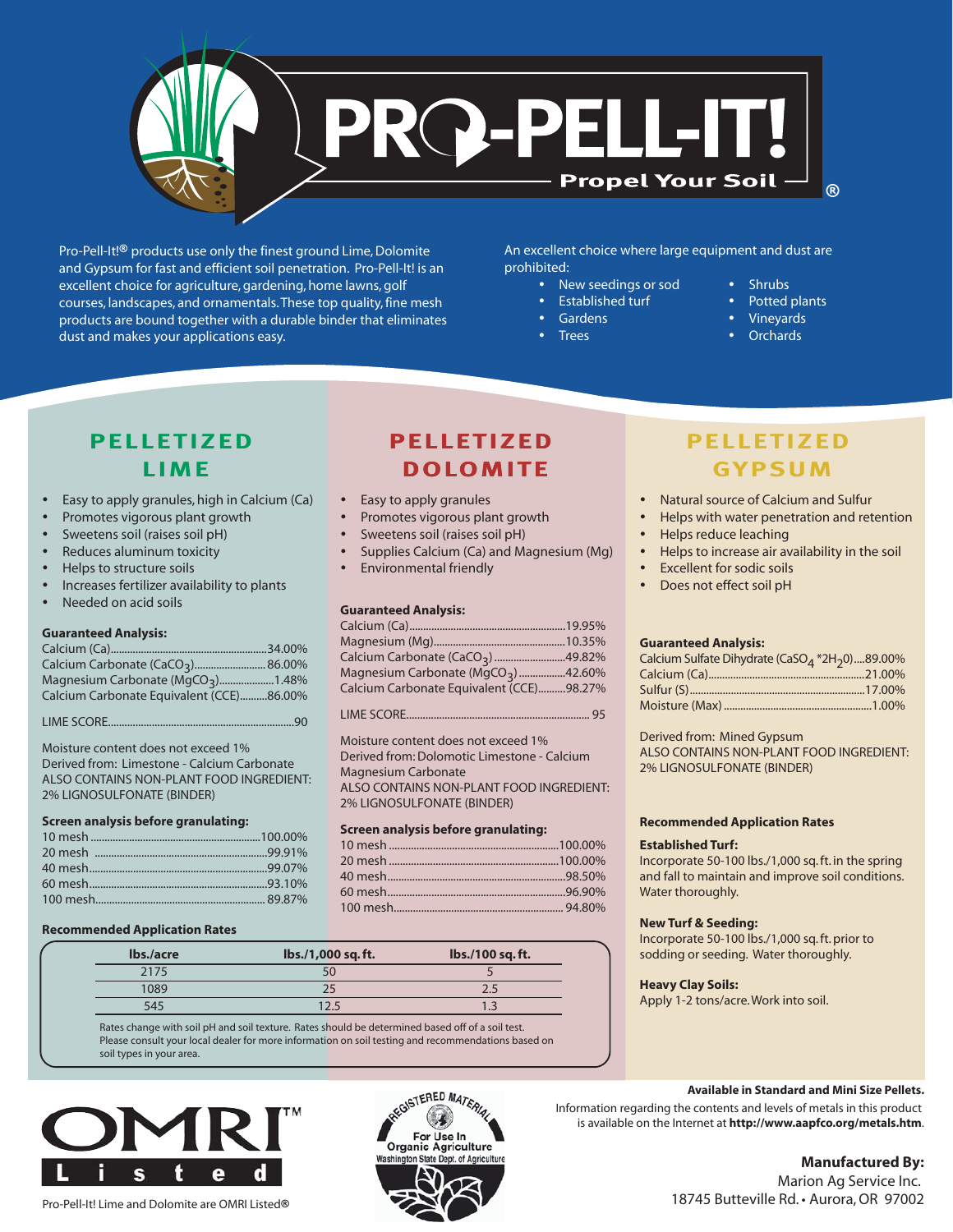# PRO-PELL-IT!

Propel Your Soil ®

Pro-Pell-It!® products use only the finest ground Lime, Dolomite and Gypsum for fast and efficient soil penetration. Pro-Pell-It! is an excellent choice for agriculture, gardening, home lawns, golf courses, landscapes, and ornamentals. These top quality, fine mesh products are bound together with a durable binder that eliminates dust and makes your applications easy.

An excellent choice where large equipment and dust are prohibited:

- New seedings or sod
- Established turf
- Gardens
- Trees
- Shrubs
- Potted plants
- Vineyards
- Orchards

## PELLETIZED LIME

- Easy to apply granules, high in Calcium (Ca)
- Promotes vigorous plant growth
- Sweetens soil (raises soil pH)
- Reduces aluminum toxicity
- Helps to structure soils
- Increases fertilizer availability to plants
- Needed on acid soils

**Guaranteed Analysis:**

| | |
|---|---|
| Calcium (Ca) | 34.00% |
| Calcium Carbonate ($CaCO_3$) | 86.00% |
| Magnesium Carbonate ($MgCO_3$) | 1.48% |
| Calcium Carbonate Equivalent (CCE) | 86.00% |

LIME SCORE ........ 90

Moisture content does not exceed 1%
Derived from: Limestone - Calcium Carbonate
ALSO CONTAINS NON-PLANT FOOD INGREDIENT: 2% LIGNOSULFONATE (BINDER)

**Screen analysis before granulating:**

| | |
|---|---|
| 10 mesh | 100.00% |
| 20 mesh | 99.91% |
| 40 mesh | 99.07% |
| 60 mesh | 93.10% |
| 100 mesh | 89.87% |

## PELLETIZED DOLOMITE

- Easy to apply granules
- Promotes vigorous plant growth
- Sweetens soil (raises soil pH)
- Supplies Calcium (Ca) and Magnesium (Mg)
- Environmental friendly

**Guaranteed Analysis:**

| | |
|---|---|
| Calcium (Ca) | 19.95% |
| Magnesium (Mg) | 10.35% |
| Calcium Carbonate ($CaCO_3$) | 49.82% |
| Magnesium Carbonate ($MgCO_3$) | 42.60% |
| Calcium Carbonate Equivalent (CCE) | 98.27% |

LIME SCORE ........ 95

Moisture content does not exceed 1%
Derived from: Dolomitic Limestone - Calcium Magnesium Carbonate
ALSO CONTAINS NON-PLANT FOOD INGREDIENT: 2% LIGNOSULFONATE (BINDER)

**Screen analysis before granulating:**

| | |
|---|---|
| 10 mesh | 100.00% |
| 20 mesh | 100.00% |
| 40 mesh | 98.50% |
| 60 mesh | 96.90% |
| 100 mesh | 94.80% |

**Recommended Application Rates**

| lbs./acre | lbs./1,000 sq. ft. | lbs./100 sq. ft. |
|---|---|---|
| 2175 | 50 | 5 |
| 1089 | 25 | 2.5 |
| 545 | 12.5 | 1.3 |

Rates change with soil pH and soil texture. Rates should be determined based off of a soil test. Please consult your local dealer for more information on soil testing and recommendations based on soil types in your area.

## PELLETIZED GYPSUM

- Natural source of Calcium and Sulfur
- Helps with water penetration and retention
- Helps reduce leaching
- Helps to increase air availability in the soil
- Excellent for sodic soils
- Does not effect soil pH

**Guaranteed Analysis:**

| | |
|---|---|
| Calcium Sulfate Dihydrate ($CaSO_4 \cdot 2H_2O$) | 89.00% |
| Calcium (Ca) | 21.00% |
| Sulfur (S) | 17.00% |
| Moisture (Max) | 1.00% |

Derived from: Mined Gypsum
ALSO CONTAINS NON-PLANT FOOD INGREDIENT: 2% LIGNOSULFONATE (BINDER)

**Recommended Application Rates**

**Established Turf:**
Incorporate 50-100 lbs./1,000 sq. ft. in the spring and fall to maintain and improve soil conditions. Water thoroughly.

**New Turf & Seeding:**
Incorporate 50-100 lbs./1,000 sq. ft. prior to sodding or seeding. Water thoroughly.

**Heavy Clay Soils:**
Apply 1-2 tons/acre. Work into soil.

OMRI™ Listed

Pro-Pell-It! Lime and Dolomite are OMRI Listed®

REGISTERED MATERIAL — For Use In Organic Agriculture — Washington State Dept. of Agriculture

**Available in Standard and Mini Size Pellets.**

Information regarding the contents and levels of metals in this product is available on the Internet at **http://www.aapfco.org/metals.htm**.

**Manufactured By:**
Marion Ag Service Inc.
18745 Butteville Rd. • Aurora, OR 97002